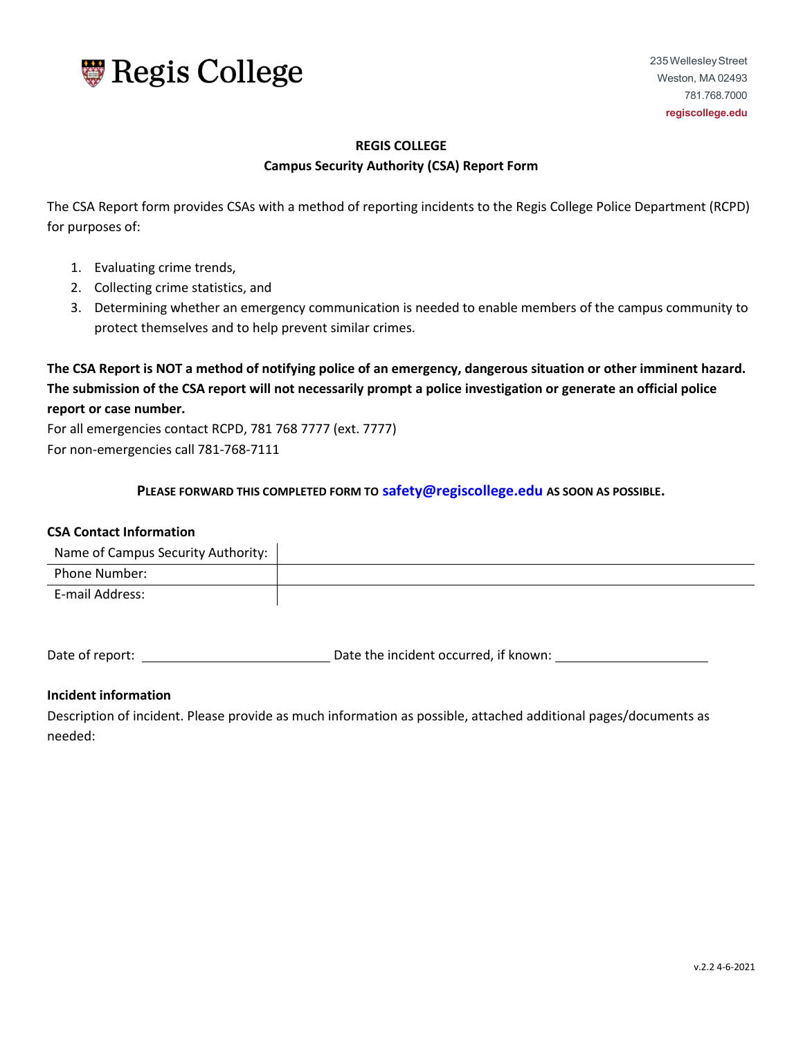Regis College

235 Wellesley Street
Weston, MA 02493
781.768.7000
regiscollege.edu

**REGIS COLLEGE**

**Campus Security Authority (CSA) Report Form**

The CSA Report form provides CSAs with a method of reporting incidents to the Regis College Police Department (RCPD) for purposes of:

1. Evaluating crime trends,
2. Collecting crime statistics, and
3. Determining whether an emergency communication is needed to enable members of the campus community to protect themselves and to help prevent similar crimes.

**The CSA Report is NOT a method of notifying police of an emergency, dangerous situation or other imminent hazard. The submission of the CSA report will not necessarily prompt a police investigation or generate an official police report or case number.**

For all emergencies contact RCPD, 781 768 7777 (ext. 7777)

For non-emergencies call 781-768-7111

**PLEASE FORWARD THIS COMPLETED FORM TO safety@regiscollege.edu AS SOON AS POSSIBLE.**

**CSA Contact Information**

| Name of Campus Security Authority: | |
|---|---|
| Phone Number: | |
| E-mail Address: | |

Date of report: ____________________ Date the incident occurred, if known: ____________________

**Incident information**

Description of incident. Please provide as much information as possible, attached additional pages/documents as needed:

v.2.2 4-6-2021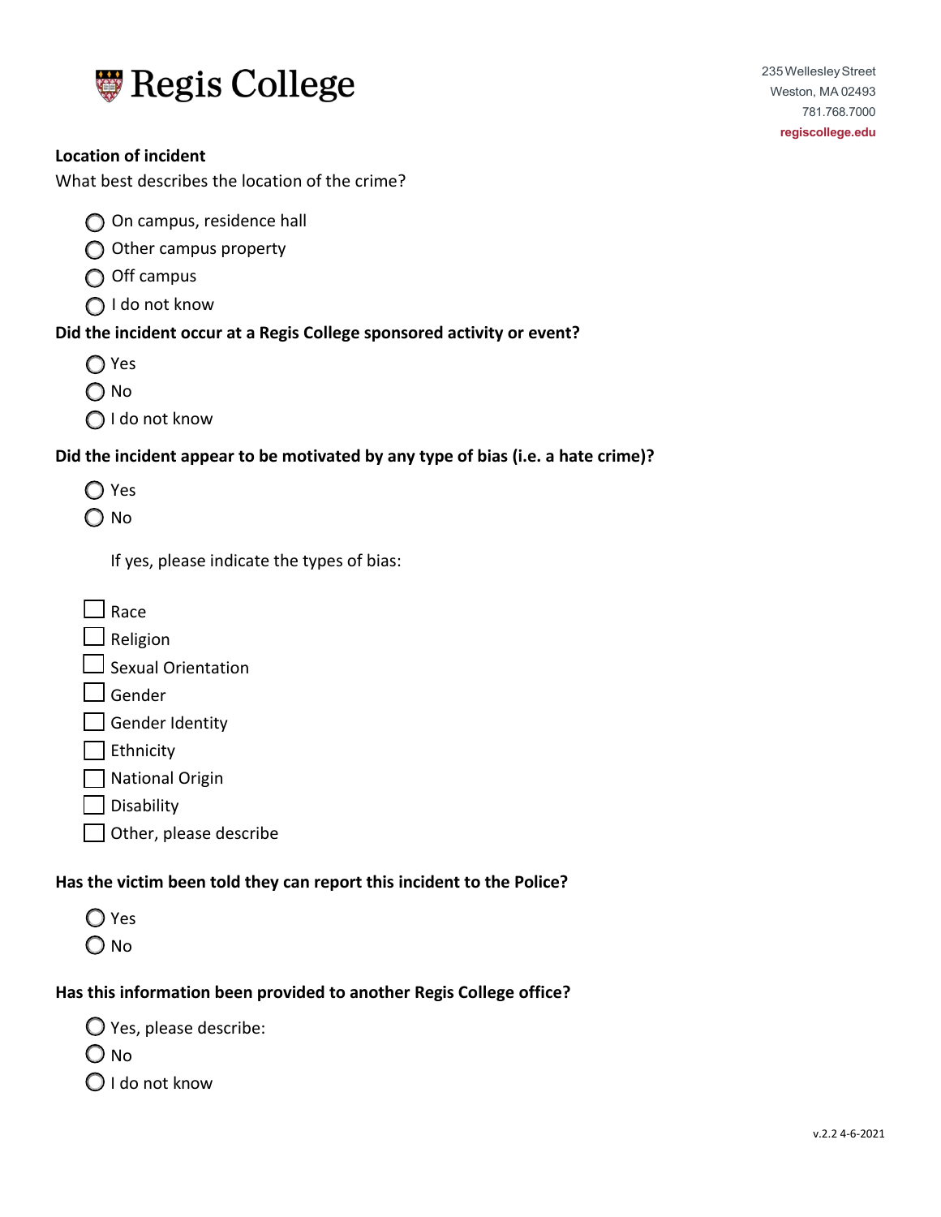**Location of incident**

What best describes the location of the crime?

- ◯ On campus, residence hall
- ◯ Other campus property
- ◯ Off campus
- ◯ I do not know

**Did the incident occur at a Regis College sponsored activity or event?**

- ◯ Yes
- ◯ No
- ◯ I do not know

**Did the incident appear to be motivated by any type of bias (i.e. a hate crime)?**

- ◯ Yes
- ◯ No

If yes, please indicate the types of bias:

- ☐ Race
- ☐ Religion
- ☐ Sexual Orientation
- ☐ Gender
- ☐ Gender Identity
- ☐ Ethnicity
- ☐ National Origin
- ☐ Disability
- ☐ Other, please describe

**Has the victim been told they can report this incident to the Police?**

- ◯ Yes
- ◯ No

**Has this information been provided to another Regis College office?**

- ◯ Yes, please describe:
- ◯ No
- ◯ I do not know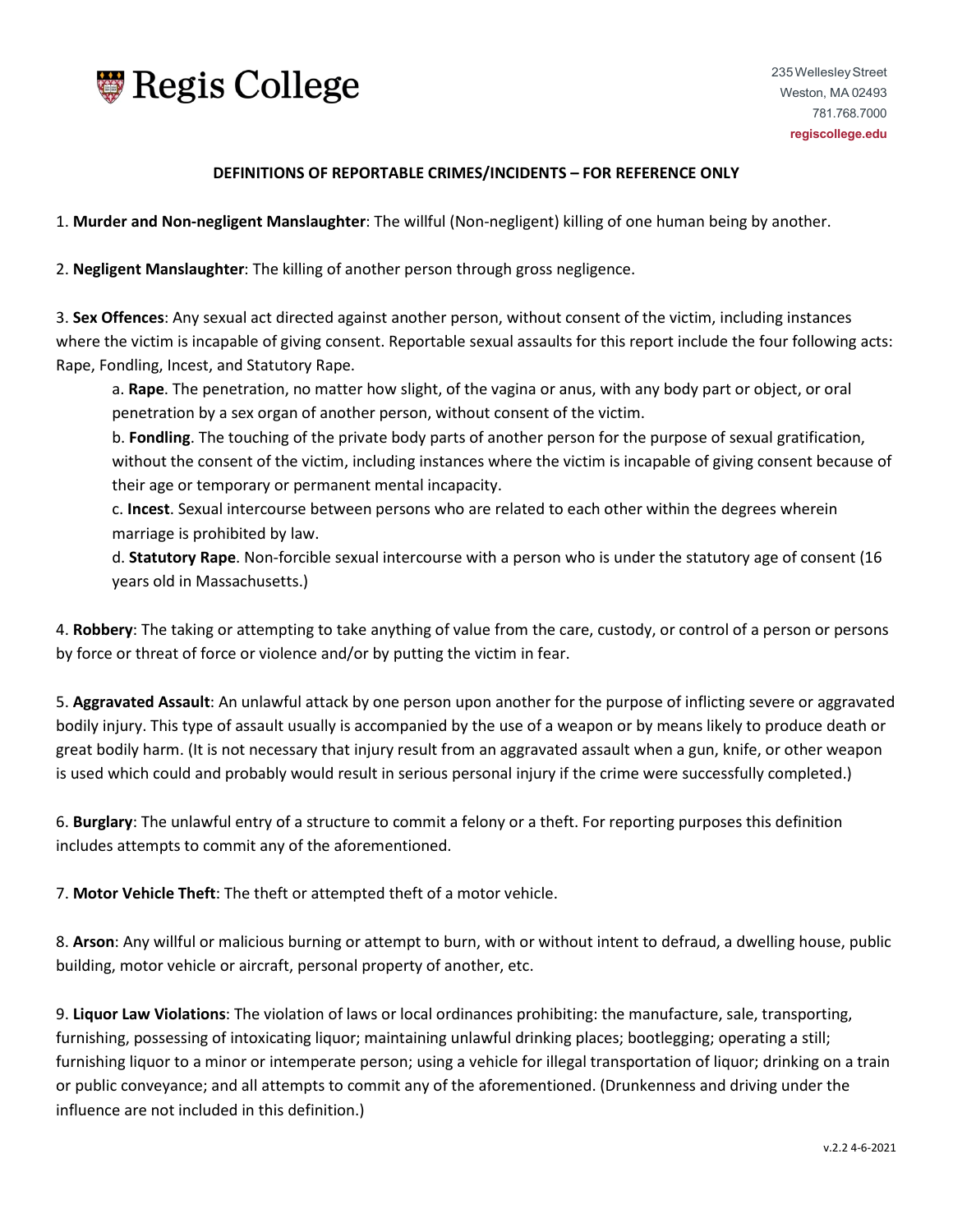# Regis College

235 Wellesley Street
Weston, MA 02493
781.768.7000
**regiscollege.edu**

**DEFINITIONS OF REPORTABLE CRIMES/INCIDENTS – FOR REFERENCE ONLY**

1. **Murder and Non-negligent Manslaughter**: The willful (Non-negligent) killing of one human being by another.

2. **Negligent Manslaughter**: The killing of another person through gross negligence.

3. **Sex Offences**: Any sexual act directed against another person, without consent of the victim, including instances where the victim is incapable of giving consent. Reportable sexual assaults for this report include the four following acts: Rape, Fondling, Incest, and Statutory Rape.

    a. **Rape**. The penetration, no matter how slight, of the vagina or anus, with any body part or object, or oral penetration by a sex organ of another person, without consent of the victim.

    b. **Fondling**. The touching of the private body parts of another person for the purpose of sexual gratification, without the consent of the victim, including instances where the victim is incapable of giving consent because of their age or temporary or permanent mental incapacity.

    c. **Incest**. Sexual intercourse between persons who are related to each other within the degrees wherein marriage is prohibited by law.

    d. **Statutory Rape**. Non-forcible sexual intercourse with a person who is under the statutory age of consent (16 years old in Massachusetts.)

4. **Robbery**: The taking or attempting to take anything of value from the care, custody, or control of a person or persons by force or threat of force or violence and/or by putting the victim in fear.

5. **Aggravated Assault**: An unlawful attack by one person upon another for the purpose of inflicting severe or aggravated bodily injury. This type of assault usually is accompanied by the use of a weapon or by means likely to produce death or great bodily harm. (It is not necessary that injury result from an aggravated assault when a gun, knife, or other weapon is used which could and probably would result in serious personal injury if the crime were successfully completed.)

6. **Burglary**: The unlawful entry of a structure to commit a felony or a theft. For reporting purposes this definition includes attempts to commit any of the aforementioned.

7. **Motor Vehicle Theft**: The theft or attempted theft of a motor vehicle.

8. **Arson**: Any willful or malicious burning or attempt to burn, with or without intent to defraud, a dwelling house, public building, motor vehicle or aircraft, personal property of another, etc.

9. **Liquor Law Violations**: The violation of laws or local ordinances prohibiting: the manufacture, sale, transporting, furnishing, possessing of intoxicating liquor; maintaining unlawful drinking places; bootlegging; operating a still; furnishing liquor to a minor or intemperate person; using a vehicle for illegal transportation of liquor; drinking on a train or public conveyance; and all attempts to commit any of the aforementioned. (Drunkenness and driving under the influence are not included in this definition.)

v.2.2 4-6-2021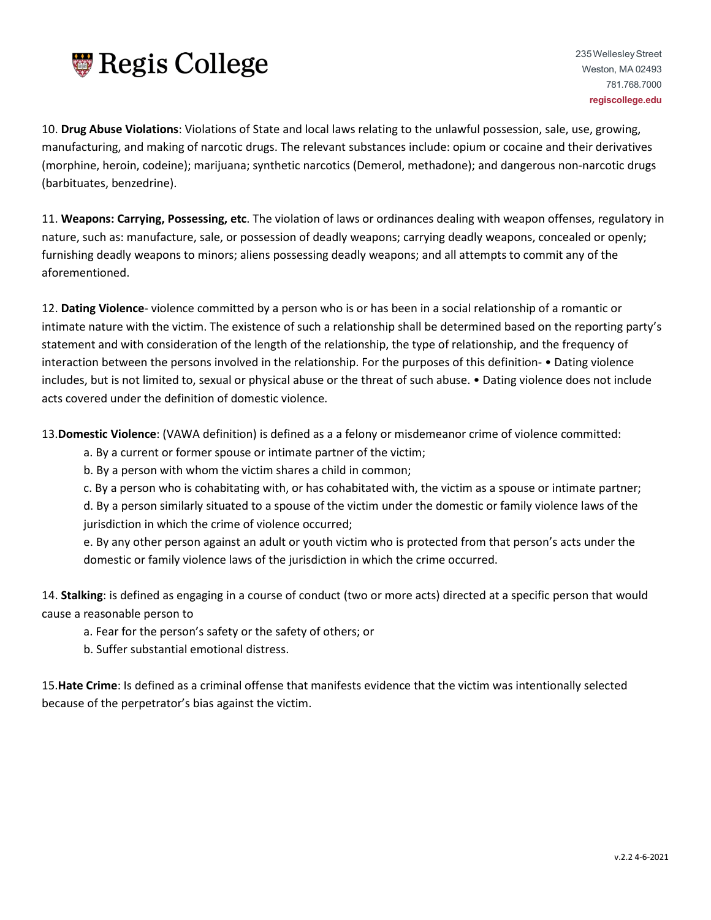10. **Drug Abuse Violations**: Violations of State and local laws relating to the unlawful possession, sale, use, growing, manufacturing, and making of narcotic drugs. The relevant substances include: opium or cocaine and their derivatives (morphine, heroin, codeine); marijuana; synthetic narcotics (Demerol, methadone); and dangerous non-narcotic drugs (barbituates, benzedrine).

11. **Weapons: Carrying, Possessing, etc**. The violation of laws or ordinances dealing with weapon offenses, regulatory in nature, such as: manufacture, sale, or possession of deadly weapons; carrying deadly weapons, concealed or openly; furnishing deadly weapons to minors; aliens possessing deadly weapons; and all attempts to commit any of the aforementioned.

12. **Dating Violence**- violence committed by a person who is or has been in a social relationship of a romantic or intimate nature with the victim. The existence of such a relationship shall be determined based on the reporting party's statement and with consideration of the length of the relationship, the type of relationship, and the frequency of interaction between the persons involved in the relationship. For the purposes of this definition- • Dating violence includes, but is not limited to, sexual or physical abuse or the threat of such abuse. • Dating violence does not include acts covered under the definition of domestic violence.

13.**Domestic Violence**: (VAWA definition) is defined as a a felony or misdemeanor crime of violence committed:

a. By a current or former spouse or intimate partner of the victim;

b. By a person with whom the victim shares a child in common;

c. By a person who is cohabitating with, or has cohabitated with, the victim as a spouse or intimate partner;

d. By a person similarly situated to a spouse of the victim under the domestic or family violence laws of the jurisdiction in which the crime of violence occurred;

e. By any other person against an adult or youth victim who is protected from that person's acts under the domestic or family violence laws of the jurisdiction in which the crime occurred.

14. **Stalking**: is defined as engaging in a course of conduct (two or more acts) directed at a specific person that would cause a reasonable person to

a. Fear for the person's safety or the safety of others; or

b. Suffer substantial emotional distress.

15.**Hate Crime**: Is defined as a criminal offense that manifests evidence that the victim was intentionally selected because of the perpetrator's bias against the victim.